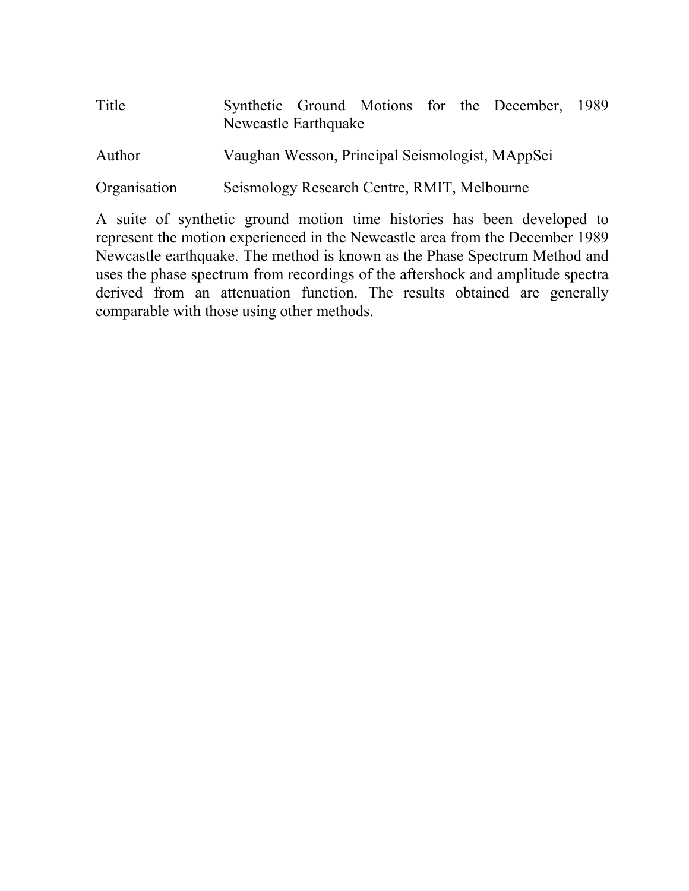| | |
|---|---|
| Title | Synthetic Ground Motions for the December, 1989 Newcastle Earthquake |
| Author | Vaughan Wesson, Principal Seismologist, MAppSci |
| Organisation | Seismology Research Centre, RMIT, Melbourne |

A suite of synthetic ground motion time histories has been developed to represent the motion experienced in the Newcastle area from the December 1989 Newcastle earthquake. The method is known as the Phase Spectrum Method and uses the phase spectrum from recordings of the aftershock and amplitude spectra derived from an attenuation function. The results obtained are generally comparable with those using other methods.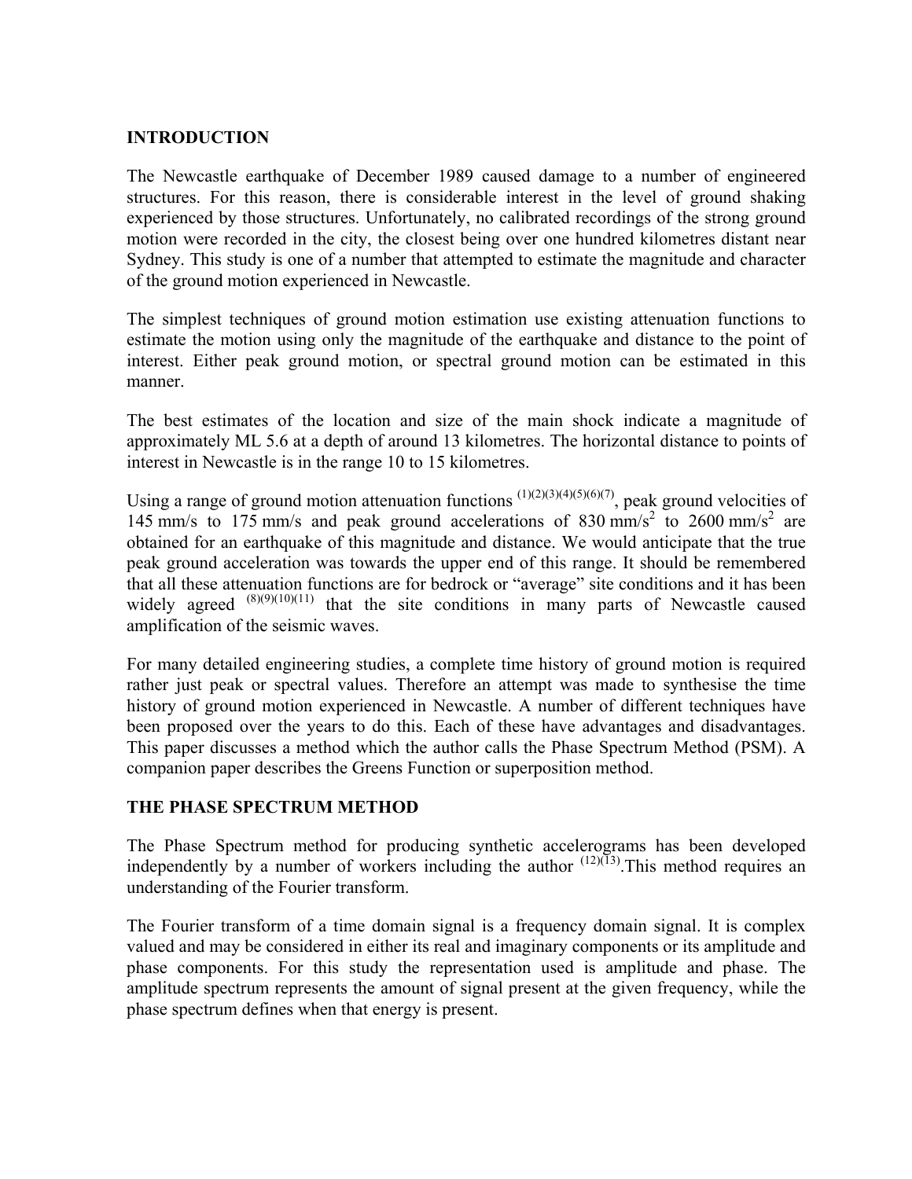## INTRODUCTION

The Newcastle earthquake of December 1989 caused damage to a number of engineered structures. For this reason, there is considerable interest in the level of ground shaking experienced by those structures. Unfortunately, no calibrated recordings of the strong ground motion were recorded in the city, the closest being over one hundred kilometres distant near Sydney. This study is one of a number that attempted to estimate the magnitude and character of the ground motion experienced in Newcastle.

The simplest techniques of ground motion estimation use existing attenuation functions to estimate the motion using only the magnitude of the earthquake and distance to the point of interest. Either peak ground motion, or spectral ground motion can be estimated in this manner.

The best estimates of the location and size of the main shock indicate a magnitude of approximately ML 5.6 at a depth of around 13 kilometres. The horizontal distance to points of interest in Newcastle is in the range 10 to 15 kilometres.

Using a range of ground motion attenuation functions [(1)(2)(3)(4)(5)(6)(7)], peak ground velocities of 145 mm/s to 175 mm/s and peak ground accelerations of 830 mm/s$^2$ to 2600 mm/s$^2$ are obtained for an earthquake of this magnitude and distance. We would anticipate that the true peak ground acceleration was towards the upper end of this range. It should be remembered that all these attenuation functions are for bedrock or "average" site conditions and it has been widely agreed [(8)(9)(10)(11)] that the site conditions in many parts of Newcastle caused amplification of the seismic waves.

For many detailed engineering studies, a complete time history of ground motion is required rather just peak or spectral values. Therefore an attempt was made to synthesise the time history of ground motion experienced in Newcastle. A number of different techniques have been proposed over the years to do this. Each of these have advantages and disadvantages. This paper discusses a method which the author calls the Phase Spectrum Method (PSM). A companion paper describes the Greens Function or superposition method.

## THE PHASE SPECTRUM METHOD

The Phase Spectrum method for producing synthetic accelerograms has been developed independently by a number of workers including the author [(12)(13)].This method requires an understanding of the Fourier transform.

The Fourier transform of a time domain signal is a frequency domain signal. It is complex valued and may be considered in either its real and imaginary components or its amplitude and phase components. For this study the representation used is amplitude and phase. The amplitude spectrum represents the amount of signal present at the given frequency, while the phase spectrum defines when that energy is present.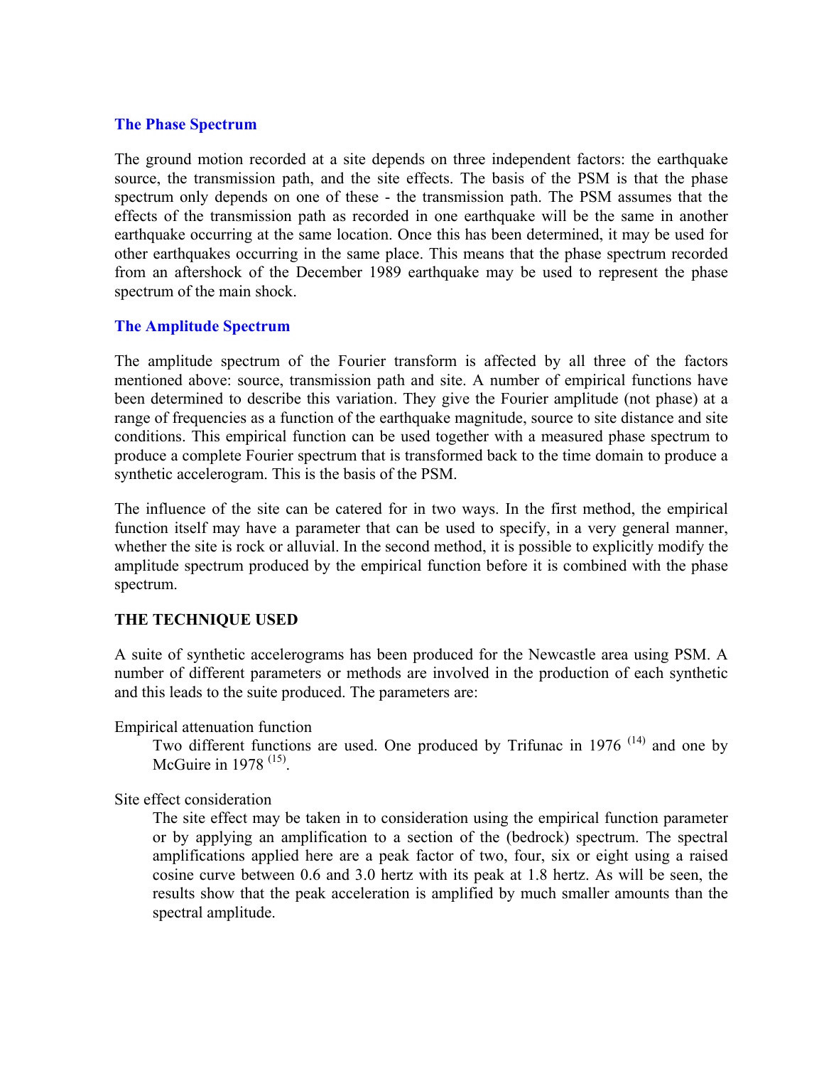### The Phase Spectrum

The ground motion recorded at a site depends on three independent factors: the earthquake source, the transmission path, and the site effects. The basis of the PSM is that the phase spectrum only depends on one of these - the transmission path. The PSM assumes that the effects of the transmission path as recorded in one earthquake will be the same in another earthquake occurring at the same location. Once this has been determined, it may be used for other earthquakes occurring in the same place. This means that the phase spectrum recorded from an aftershock of the December 1989 earthquake may be used to represent the phase spectrum of the main shock.

### The Amplitude Spectrum

The amplitude spectrum of the Fourier transform is affected by all three of the factors mentioned above: source, transmission path and site. A number of empirical functions have been determined to describe this variation. They give the Fourier amplitude (not phase) at a range of frequencies as a function of the earthquake magnitude, source to site distance and site conditions. This empirical function can be used together with a measured phase spectrum to produce a complete Fourier spectrum that is transformed back to the time domain to produce a synthetic accelerogram. This is the basis of the PSM.

The influence of the site can be catered for in two ways. In the first method, the empirical function itself may have a parameter that can be used to specify, in a very general manner, whether the site is rock or alluvial. In the second method, it is possible to explicitly modify the amplitude spectrum produced by the empirical function before it is combined with the phase spectrum.

## THE TECHNIQUE USED

A suite of synthetic accelerograms has been produced for the Newcastle area using PSM. A number of different parameters or methods are involved in the production of each synthetic and this leads to the suite produced. The parameters are:

Empirical attenuation function

> Two different functions are used. One produced by Trifunac in 1976 (14) and one by McGuire in 1978 (15).

Site effect consideration

> The site effect may be taken in to consideration using the empirical function parameter or by applying an amplification to a section of the (bedrock) spectrum. The spectral amplifications applied here are a peak factor of two, four, six or eight using a raised cosine curve between 0.6 and 3.0 hertz with its peak at 1.8 hertz. As will be seen, the results show that the peak acceleration is amplified by much smaller amounts than the spectral amplitude.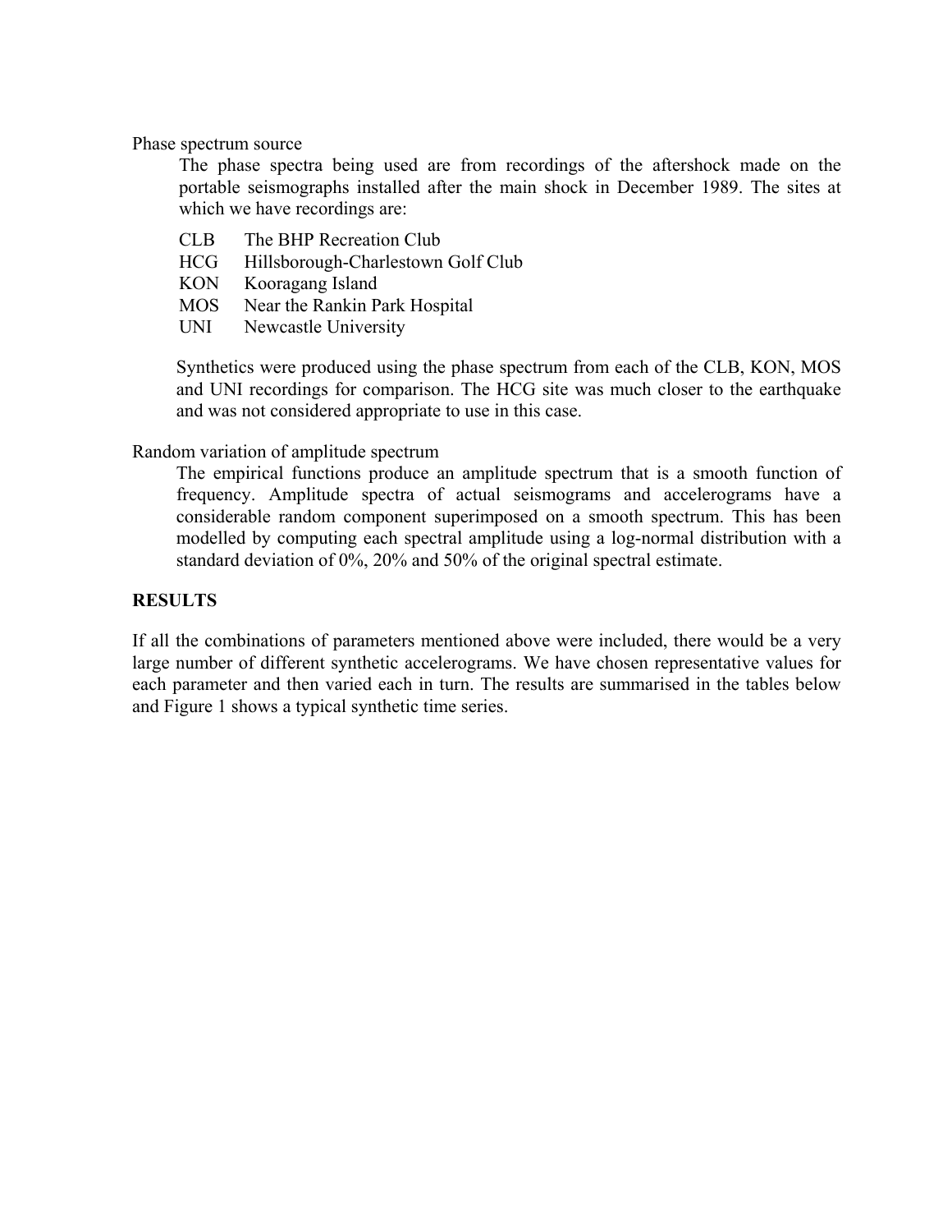Phase spectrum source

The phase spectra being used are from recordings of the aftershock made on the portable seismographs installed after the main shock in December 1989. The sites at which we have recordings are:

| | |
|---|---|
| CLB | The BHP Recreation Club |
| HCG | Hillsborough-Charlestown Golf Club |
| KON | Kooragang Island |
| MOS | Near the Rankin Park Hospital |
| UNI | Newcastle University |

Synthetics were produced using the phase spectrum from each of the CLB, KON, MOS and UNI recordings for comparison. The HCG site was much closer to the earthquake and was not considered appropriate to use in this case.

Random variation of amplitude spectrum

The empirical functions produce an amplitude spectrum that is a smooth function of frequency. Amplitude spectra of actual seismograms and accelerograms have a considerable random component superimposed on a smooth spectrum. This has been modelled by computing each spectral amplitude using a log-normal distribution with a standard deviation of 0%, 20% and 50% of the original spectral estimate.

## RESULTS

If all the combinations of parameters mentioned above were included, there would be a very large number of different synthetic accelerograms. We have chosen representative values for each parameter and then varied each in turn. The results are summarised in the tables below and Figure 1 shows a typical synthetic time series.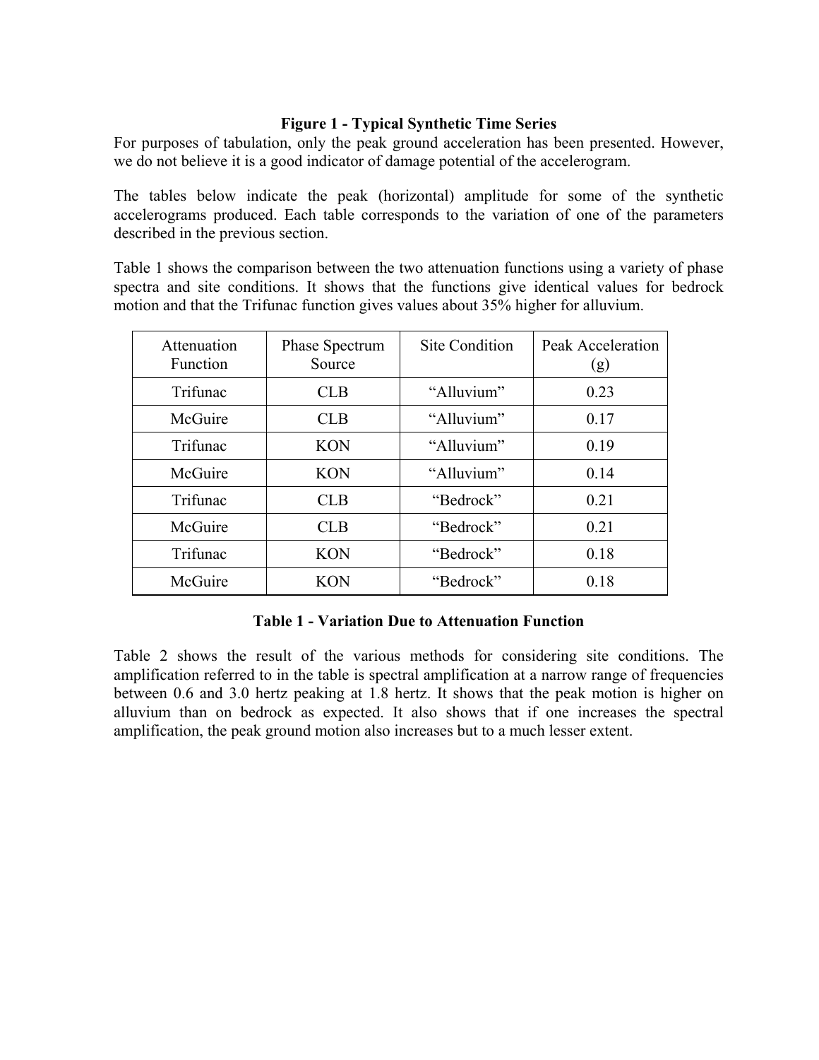**Figure 1 - Typical Synthetic Time Series**

For purposes of tabulation, only the peak ground acceleration has been presented. However, we do not believe it is a good indicator of damage potential of the accelerogram.

The tables below indicate the peak (horizontal) amplitude for some of the synthetic accelerograms produced. Each table corresponds to the variation of one of the parameters described in the previous section.

Table 1 shows the comparison between the two attenuation functions using a variety of phase spectra and site conditions. It shows that the functions give identical values for bedrock motion and that the Trifunac function gives values about 35% higher for alluvium.

| Attenuation Function | Phase Spectrum Source | Site Condition | Peak Acceleration (g) |
|---|---|---|---|
| Trifunac | CLB | "Alluvium" | 0.23 |
| McGuire | CLB | "Alluvium" | 0.17 |
| Trifunac | KON | "Alluvium" | 0.19 |
| McGuire | KON | "Alluvium" | 0.14 |
| Trifunac | CLB | "Bedrock" | 0.21 |
| McGuire | CLB | "Bedrock" | 0.21 |
| Trifunac | KON | "Bedrock" | 0.18 |
| McGuire | KON | "Bedrock" | 0.18 |

**Table 1 - Variation Due to Attenuation Function**

Table 2 shows the result of the various methods for considering site conditions. The amplification referred to in the table is spectral amplification at a narrow range of frequencies between 0.6 and 3.0 hertz peaking at 1.8 hertz. It shows that the peak motion is higher on alluvium than on bedrock as expected. It also shows that if one increases the spectral amplification, the peak ground motion also increases but to a much lesser extent.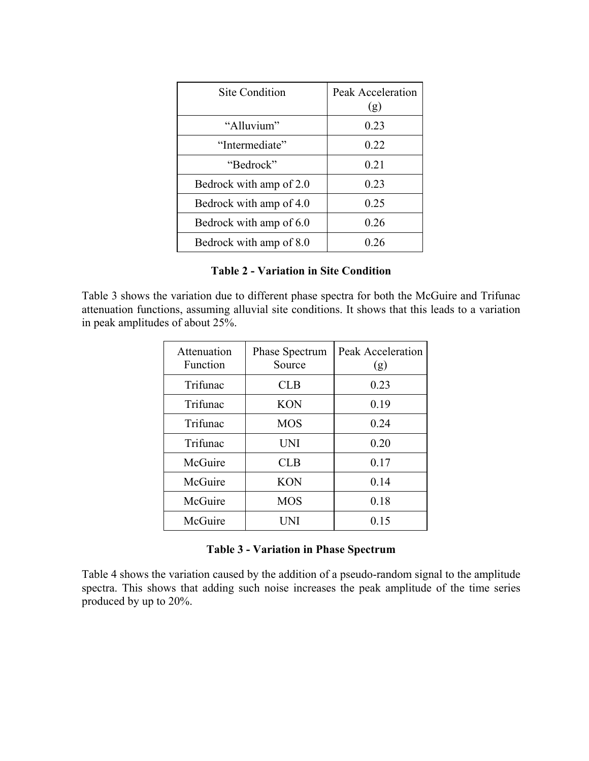| Site Condition | Peak Acceleration (g) |
|---|---|
| “Alluvium” | 0.23 |
| “Intermediate” | 0.22 |
| “Bedrock” | 0.21 |
| Bedrock with amp of 2.0 | 0.23 |
| Bedrock with amp of 4.0 | 0.25 |
| Bedrock with amp of 6.0 | 0.26 |
| Bedrock with amp of 8.0 | 0.26 |

**Table 2 - Variation in Site Condition**

Table 3 shows the variation due to different phase spectra for both the McGuire and Trifunac attenuation functions, assuming alluvial site conditions. It shows that this leads to a variation in peak amplitudes of about 25%.

| Attenuation Function | Phase Spectrum Source | Peak Acceleration (g) |
|---|---|---|
| Trifunac | CLB | 0.23 |
| Trifunac | KON | 0.19 |
| Trifunac | MOS | 0.24 |
| Trifunac | UNI | 0.20 |
| McGuire | CLB | 0.17 |
| McGuire | KON | 0.14 |
| McGuire | MOS | 0.18 |
| McGuire | UNI | 0.15 |

**Table 3 - Variation in Phase Spectrum**

Table 4 shows the variation caused by the addition of a pseudo-random signal to the amplitude spectra. This shows that adding such noise increases the peak amplitude of the time series produced by up to 20%.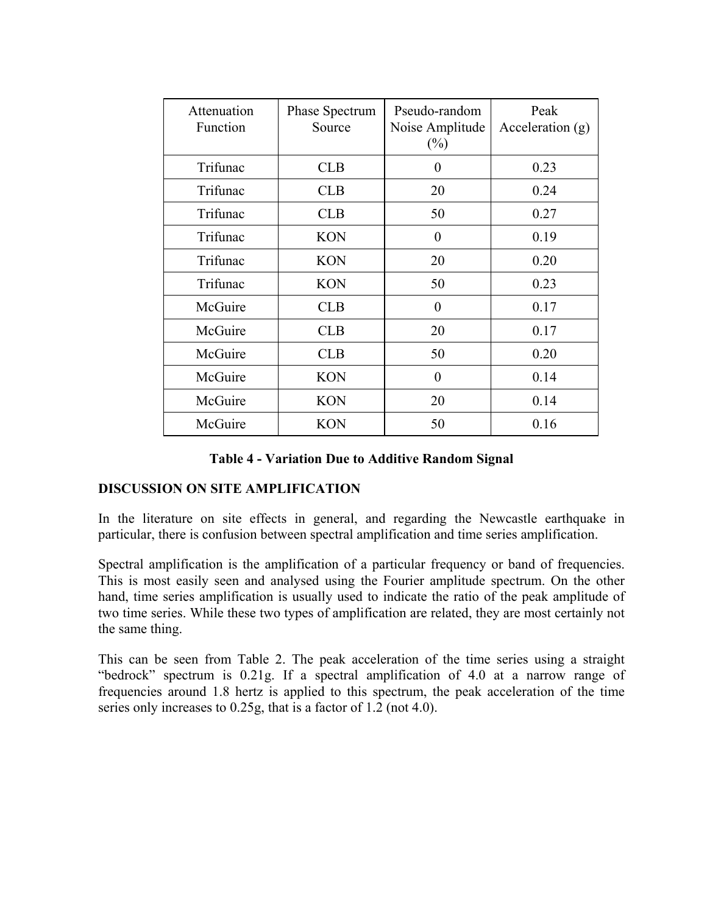| Attenuation Function | Phase Spectrum Source | Pseudo-random Noise Amplitude (%) | Peak Acceleration (g) |
|---|---|---|---|
| Trifunac | CLB | 0 | 0.23 |
| Trifunac | CLB | 20 | 0.24 |
| Trifunac | CLB | 50 | 0.27 |
| Trifunac | KON | 0 | 0.19 |
| Trifunac | KON | 20 | 0.20 |
| Trifunac | KON | 50 | 0.23 |
| McGuire | CLB | 0 | 0.17 |
| McGuire | CLB | 20 | 0.17 |
| McGuire | CLB | 50 | 0.20 |
| McGuire | KON | 0 | 0.14 |
| McGuire | KON | 20 | 0.14 |
| McGuire | KON | 50 | 0.16 |

**Table 4 - Variation Due to Additive Random Signal**

## DISCUSSION ON SITE AMPLIFICATION

In the literature on site effects in general, and regarding the Newcastle earthquake in particular, there is confusion between spectral amplification and time series amplification.

Spectral amplification is the amplification of a particular frequency or band of frequencies. This is most easily seen and analysed using the Fourier amplitude spectrum. On the other hand, time series amplification is usually used to indicate the ratio of the peak amplitude of two time series. While these two types of amplification are related, they are most certainly not the same thing.

This can be seen from Table 2. The peak acceleration of the time series using a straight "bedrock" spectrum is 0.21g. If a spectral amplification of 4.0 at a narrow range of frequencies around 1.8 hertz is applied to this spectrum, the peak acceleration of the time series only increases to 0.25g, that is a factor of 1.2 (not 4.0).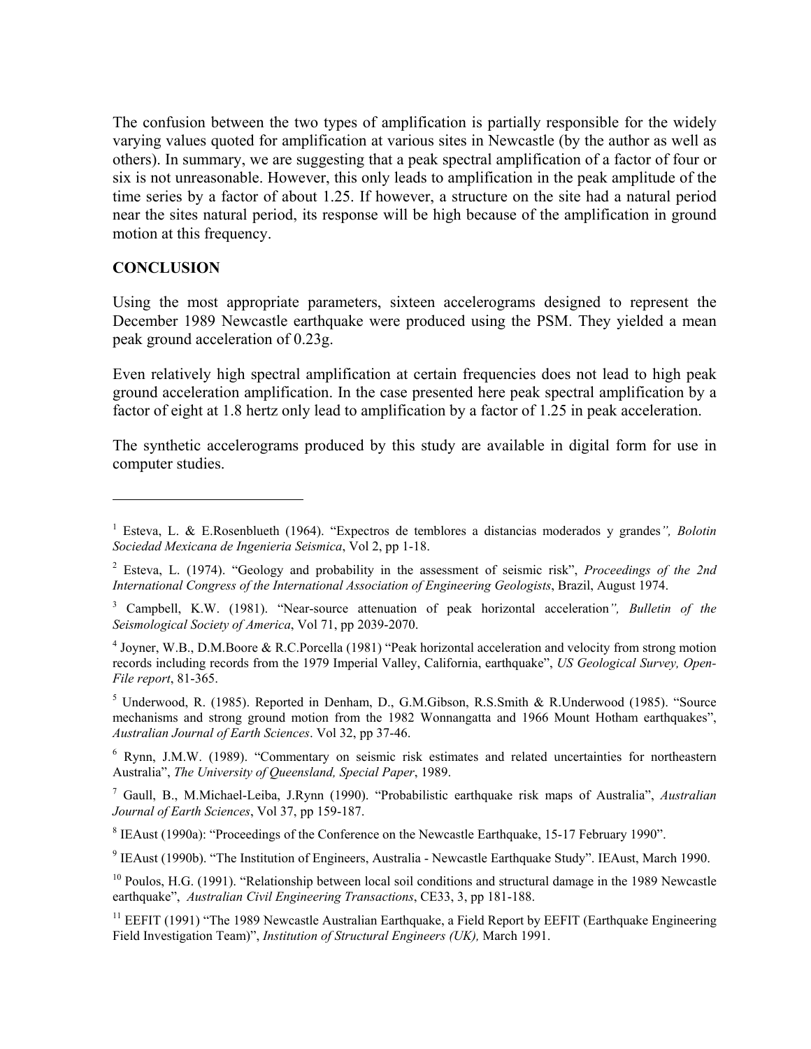The confusion between the two types of amplification is partially responsible for the widely varying values quoted for amplification at various sites in Newcastle (by the author as well as others). In summary, we are suggesting that a peak spectral amplification of a factor of four or six is not unreasonable. However, this only leads to amplification in the peak amplitude of the time series by a factor of about 1.25. If however, a structure on the site had a natural period near the sites natural period, its response will be high because of the amplification in ground motion at this frequency.

## CONCLUSION

Using the most appropriate parameters, sixteen accelerograms designed to represent the December 1989 Newcastle earthquake were produced using the PSM. They yielded a mean peak ground acceleration of 0.23g.

Even relatively high spectral amplification at certain frequencies does not lead to high peak ground acceleration amplification. In the case presented here peak spectral amplification by a factor of eight at 1.8 hertz only lead to amplification by a factor of 1.25 in peak acceleration.

The synthetic accelerograms produced by this study are available in digital form for use in computer studies.

---

[1] Esteva, L. & E.Rosenblueth (1964). "Expectros de temblores a distancias moderados y grandes*", Bolotin Sociedad Mexicana de Ingenieria Seismica*, Vol 2, pp 1-18.

[2] Esteva, L. (1974). "Geology and probability in the assessment of seismic risk", *Proceedings of the 2nd International Congress of the International Association of Engineering Geologists*, Brazil, August 1974.

[3] Campbell, K.W. (1981). "Near-source attenuation of peak horizontal acceleration*", Bulletin of the Seismological Society of America*, Vol 71, pp 2039-2070.

[4] Joyner, W.B., D.M.Boore & R.C.Porcella (1981) "Peak horizontal acceleration and velocity from strong motion records including records from the 1979 Imperial Valley, California, earthquake", *US Geological Survey, Open-File report*, 81-365.

[5] Underwood, R. (1985). Reported in Denham, D., G.M.Gibson, R.S.Smith & R.Underwood (1985). "Source mechanisms and strong ground motion from the 1982 Wonnangatta and 1966 Mount Hotham earthquakes", *Australian Journal of Earth Sciences*. Vol 32, pp 37-46.

[6] Rynn, J.M.W. (1989). "Commentary on seismic risk estimates and related uncertainties for northeastern Australia", *The University of Queensland, Special Paper*, 1989.

[7] Gaull, B., M.Michael-Leiba, J.Rynn (1990). "Probabilistic earthquake risk maps of Australia", *Australian Journal of Earth Sciences*, Vol 37, pp 159-187.

[8] IEAust (1990a): "Proceedings of the Conference on the Newcastle Earthquake, 15-17 February 1990".

[9] IEAust (1990b). "The Institution of Engineers, Australia - Newcastle Earthquake Study". IEAust, March 1990.

[10] Poulos, H.G. (1991). "Relationship between local soil conditions and structural damage in the 1989 Newcastle earthquake", *Australian Civil Engineering Transactions*, CE33, 3, pp 181-188.

[11] EEFIT (1991) "The 1989 Newcastle Australian Earthquake, a Field Report by EEFIT (Earthquake Engineering Field Investigation Team)", *Institution of Structural Engineers (UK),* March 1991.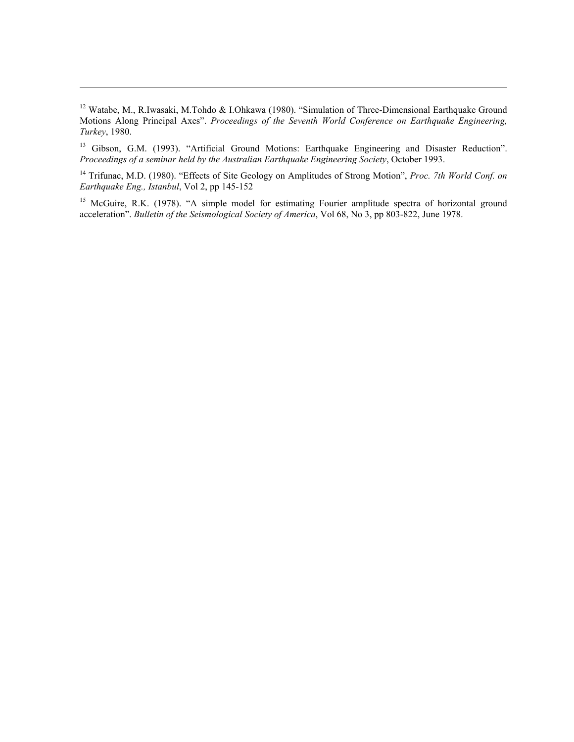[12] Watabe, M., R.Iwasaki, M.Tohdo & I.Ohkawa (1980). "Simulation of Three-Dimensional Earthquake Ground Motions Along Principal Axes". *Proceedings of the Seventh World Conference on Earthquake Engineering, Turkey*, 1980.

[13] Gibson, G.M. (1993). "Artificial Ground Motions: Earthquake Engineering and Disaster Reduction". *Proceedings of a seminar held by the Australian Earthquake Engineering Society*, October 1993.

[14] Trifunac, M.D. (1980). "Effects of Site Geology on Amplitudes of Strong Motion", *Proc. 7th World Conf. on Earthquake Eng., Istanbul*, Vol 2, pp 145-152

[15] McGuire, R.K. (1978). "A simple model for estimating Fourier amplitude spectra of horizontal ground acceleration". *Bulletin of the Seismological Society of America*, Vol 68, No 3, pp 803-822, June 1978.